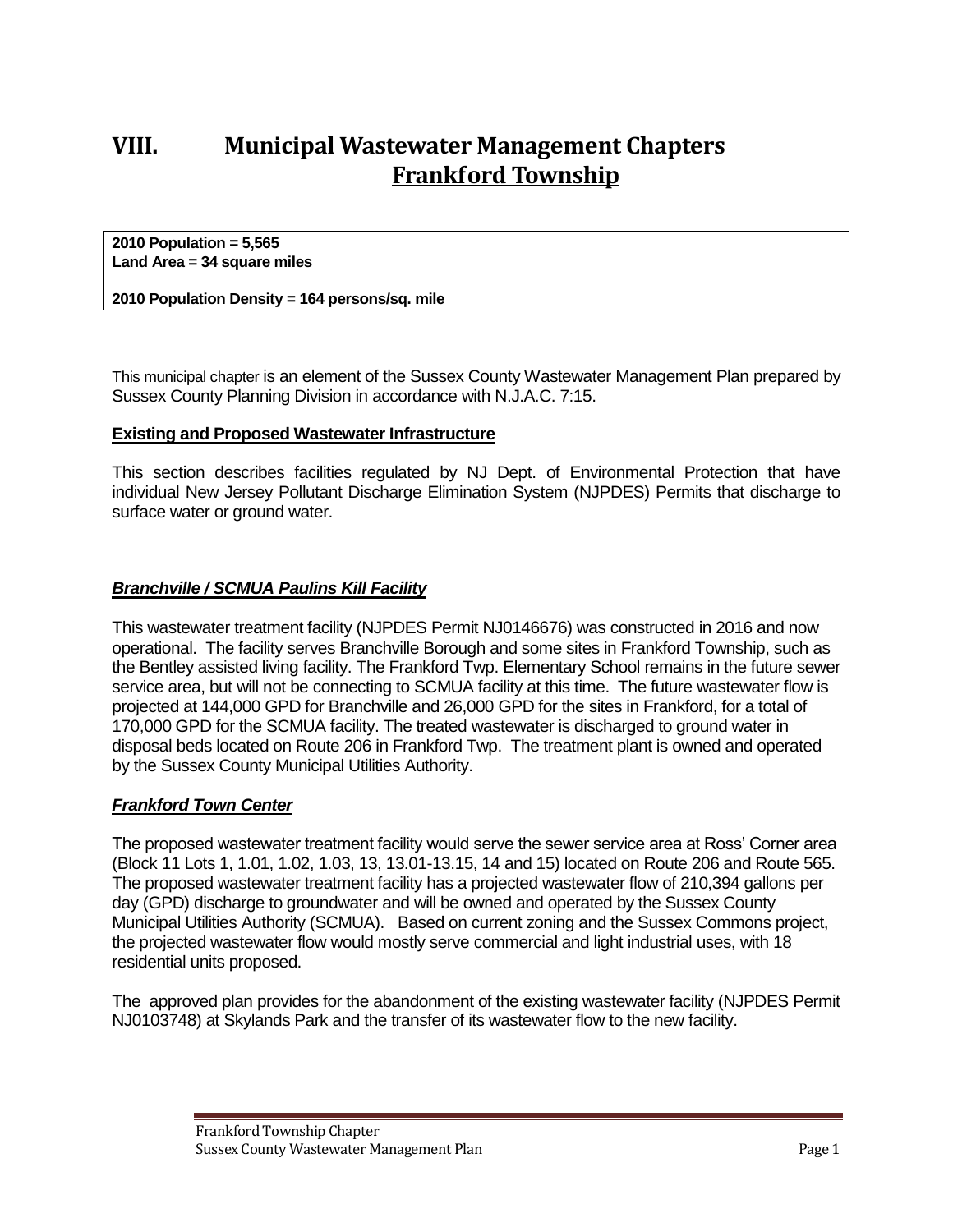# VIII. Municipal Wastewater Management Chapters
## Frankford Township

**2010 Population = 5,565**
**Land Area = 34 square miles**

**2010 Population Density = 164 persons/sq. mile**

This municipal chapter is an element of the Sussex County Wastewater Management Plan prepared by Sussex County Planning Division in accordance with N.J.A.C. 7:15.

### Existing and Proposed Wastewater Infrastructure

This section describes facilities regulated by NJ Dept. of Environmental Protection that have individual New Jersey Pollutant Discharge Elimination System (NJPDES) Permits that discharge to surface water or ground water.

#### *Branchville / SCMUA Paulins Kill Facility*

This wastewater treatment facility (NJPDES Permit NJ0146676) was constructed in 2016 and now operational. The facility serves Branchville Borough and some sites in Frankford Township, such as the Bentley assisted living facility. The Frankford Twp. Elementary School remains in the future sewer service area, but will not be connecting to SCMUA facility at this time. The future wastewater flow is projected at 144,000 GPD for Branchville and 26,000 GPD for the sites in Frankford, for a total of 170,000 GPD for the SCMUA facility. The treated wastewater is discharged to ground water in disposal beds located on Route 206 in Frankford Twp. The treatment plant is owned and operated by the Sussex County Municipal Utilities Authority.

#### *Frankford Town Center*

The proposed wastewater treatment facility would serve the sewer service area at Ross' Corner area (Block 11 Lots 1, 1.01, 1.02, 1.03, 13, 13.01-13.15, 14 and 15) located on Route 206 and Route 565. The proposed wastewater treatment facility has a projected wastewater flow of 210,394 gallons per day (GPD) discharge to groundwater and will be owned and operated by the Sussex County Municipal Utilities Authority (SCMUA). Based on current zoning and the Sussex Commons project, the projected wastewater flow would mostly serve commercial and light industrial uses, with 18 residential units proposed.

The approved plan provides for the abandonment of the existing wastewater facility (NJPDES Permit NJ0103748) at Skylands Park and the transfer of its wastewater flow to the new facility.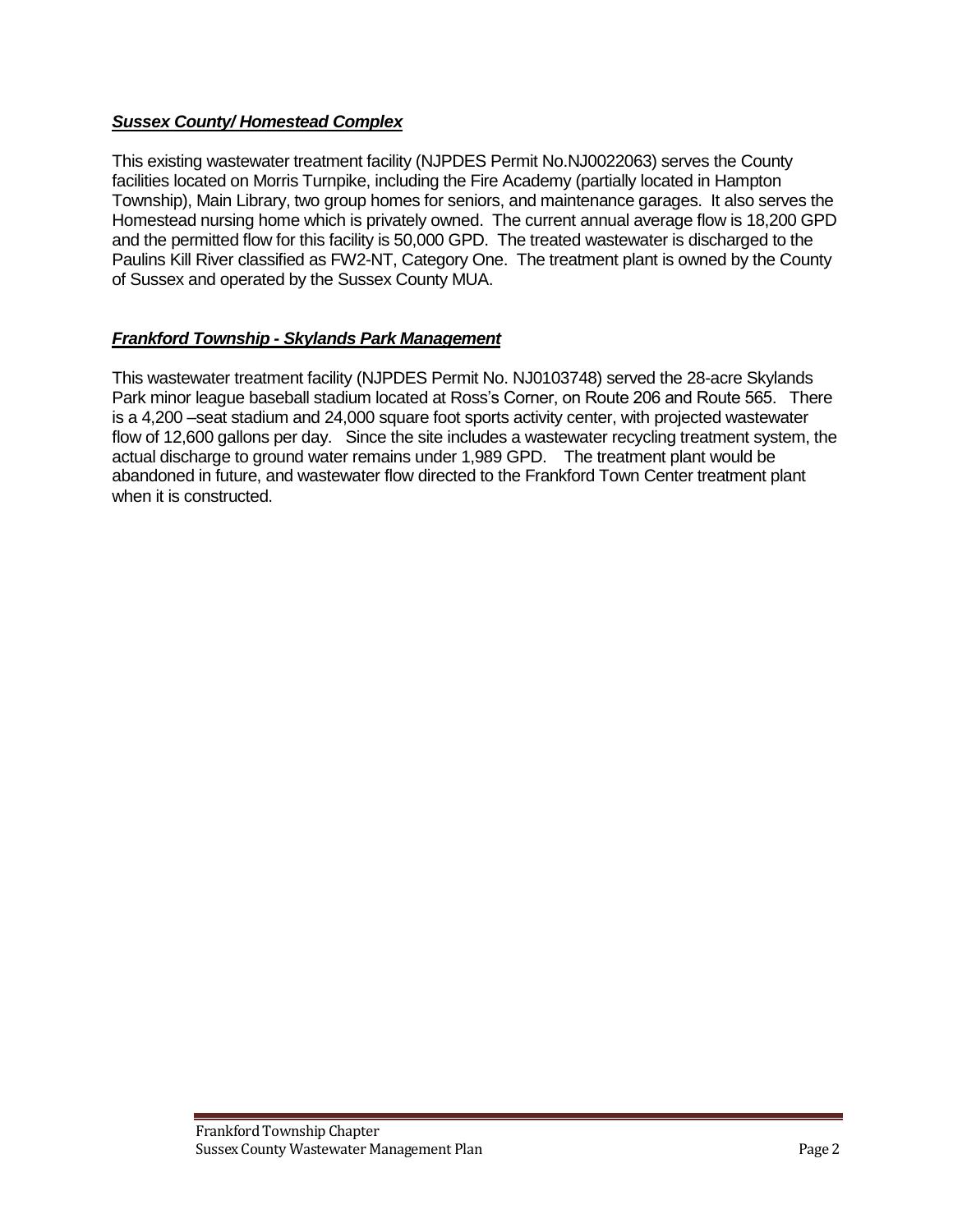### ***Sussex County/ Homestead Complex***

This existing wastewater treatment facility (NJPDES Permit No.NJ0022063) serves the County facilities located on Morris Turnpike, including the Fire Academy (partially located in Hampton Township), Main Library, two group homes for seniors, and maintenance garages. It also serves the Homestead nursing home which is privately owned. The current annual average flow is 18,200 GPD and the permitted flow for this facility is 50,000 GPD. The treated wastewater is discharged to the Paulins Kill River classified as FW2-NT, Category One. The treatment plant is owned by the County of Sussex and operated by the Sussex County MUA.

### ***Frankford Township - Skylands Park Management***

This wastewater treatment facility (NJPDES Permit No. NJ0103748) served the 28-acre Skylands Park minor league baseball stadium located at Ross's Corner, on Route 206 and Route 565. There is a 4,200 –seat stadium and 24,000 square foot sports activity center, with projected wastewater flow of 12,600 gallons per day. Since the site includes a wastewater recycling treatment system, the actual discharge to ground water remains under 1,989 GPD. The treatment plant would be abandoned in future, and wastewater flow directed to the Frankford Town Center treatment plant when it is constructed.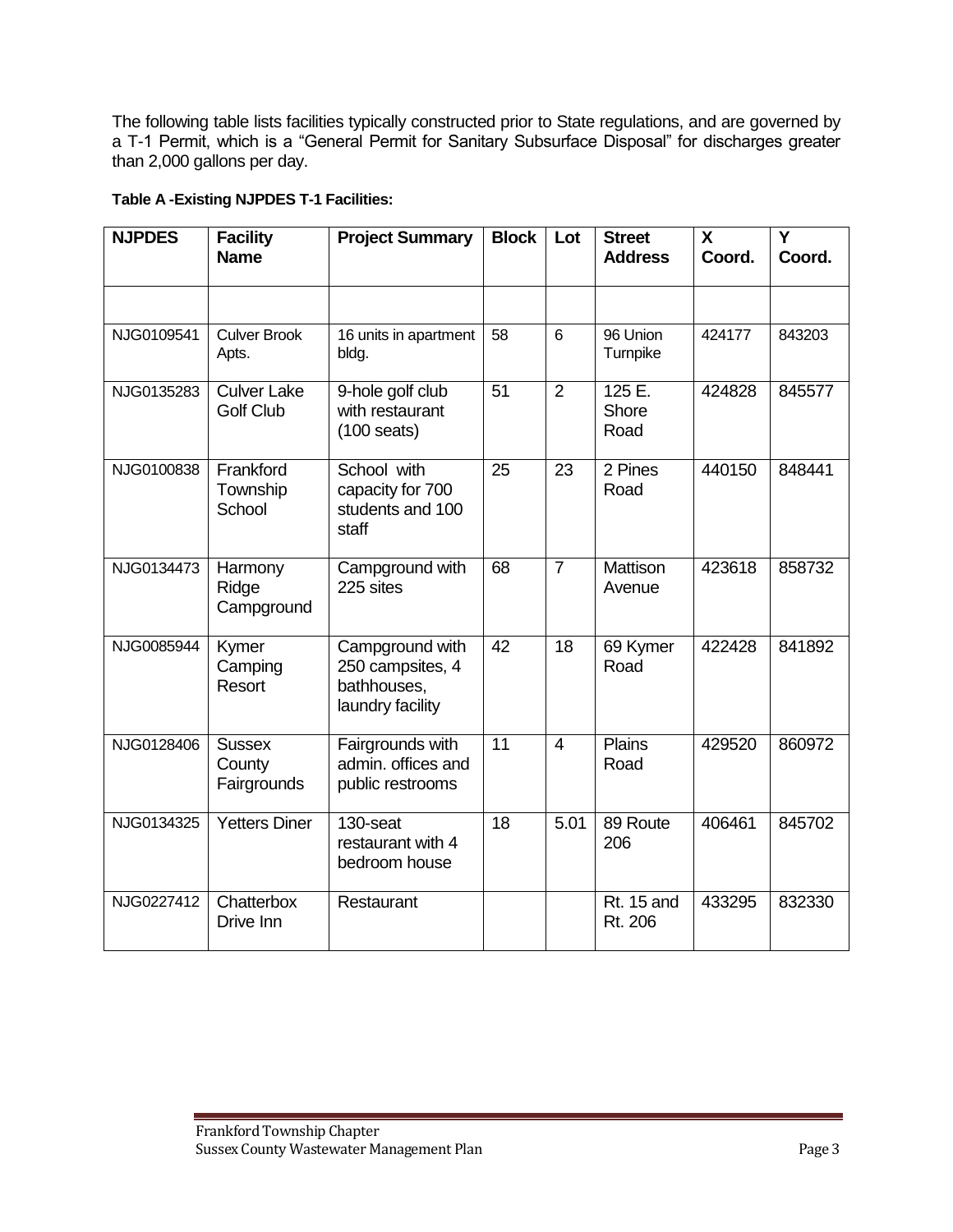The following table lists facilities typically constructed prior to State regulations, and are governed by a T-1 Permit, which is a "General Permit for Sanitary Subsurface Disposal" for discharges greater than 2,000 gallons per day.

**Table A -Existing NJPDES T-1 Facilities:**

| NJPDES | Facility Name | Project Summary | Block | Lot | Street Address | X Coord. | Y Coord. |
|---|---|---|---|---|---|---|---|
| | | | | | | | |
| NJG0109541 | Culver Brook Apts. | 16 units in apartment bldg. | 58 | 6 | 96 Union Turnpike | 424177 | 843203 |
| NJG0135283 | Culver Lake Golf Club | 9-hole golf club with restaurant (100 seats) | 51 | 2 | 125 E. Shore Road | 424828 | 845577 |
| NJG0100838 | Frankford Township School | School with capacity for 700 students and 100 staff | 25 | 23 | 2 Pines Road | 440150 | 848441 |
| NJG0134473 | Harmony Ridge Campground | Campground with 225 sites | 68 | 7 | Mattison Avenue | 423618 | 858732 |
| NJG0085944 | Kymer Camping Resort | Campground with 250 campsites, 4 bathhouses, laundry facility | 42 | 18 | 69 Kymer Road | 422428 | 841892 |
| NJG0128406 | Sussex County Fairgrounds | Fairgrounds with admin. offices and public restrooms | 11 | 4 | Plains Road | 429520 | 860972 |
| NJG0134325 | Yetters Diner | 130-seat restaurant with 4 bedroom house | 18 | 5.01 | 89 Route 206 | 406461 | 845702 |
| NJG0227412 | Chatterbox Drive Inn | Restaurant | | | Rt. 15 and Rt. 206 | 433295 | 832330 |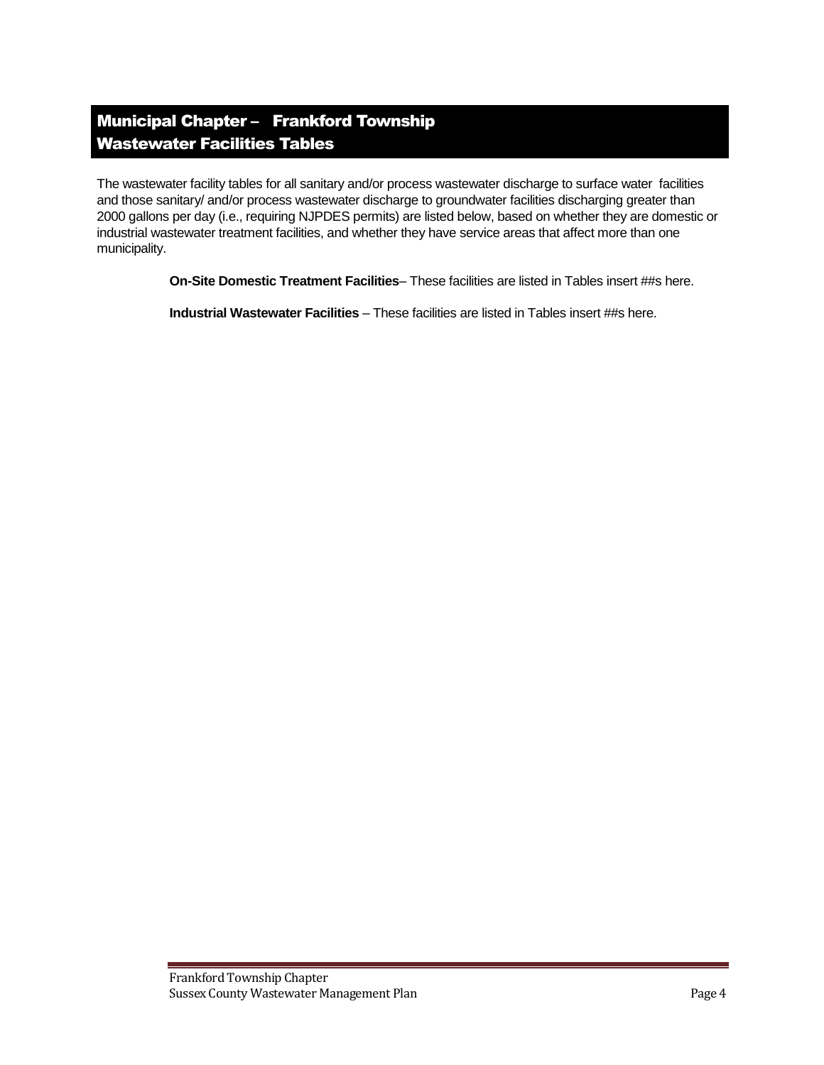# Municipal Chapter – Frankford Township
## Wastewater Facilities Tables

The wastewater facility tables for all sanitary and/or process wastewater discharge to surface water facilities and those sanitary/ and/or process wastewater discharge to groundwater facilities discharging greater than 2000 gallons per day (i.e., requiring NJPDES permits) are listed below, based on whether they are domestic or industrial wastewater treatment facilities, and whether they have service areas that affect more than one municipality.

**On-Site Domestic Treatment Facilities**– These facilities are listed in Tables insert ##s here.

**Industrial Wastewater Facilities** – These facilities are listed in Tables insert ##s here.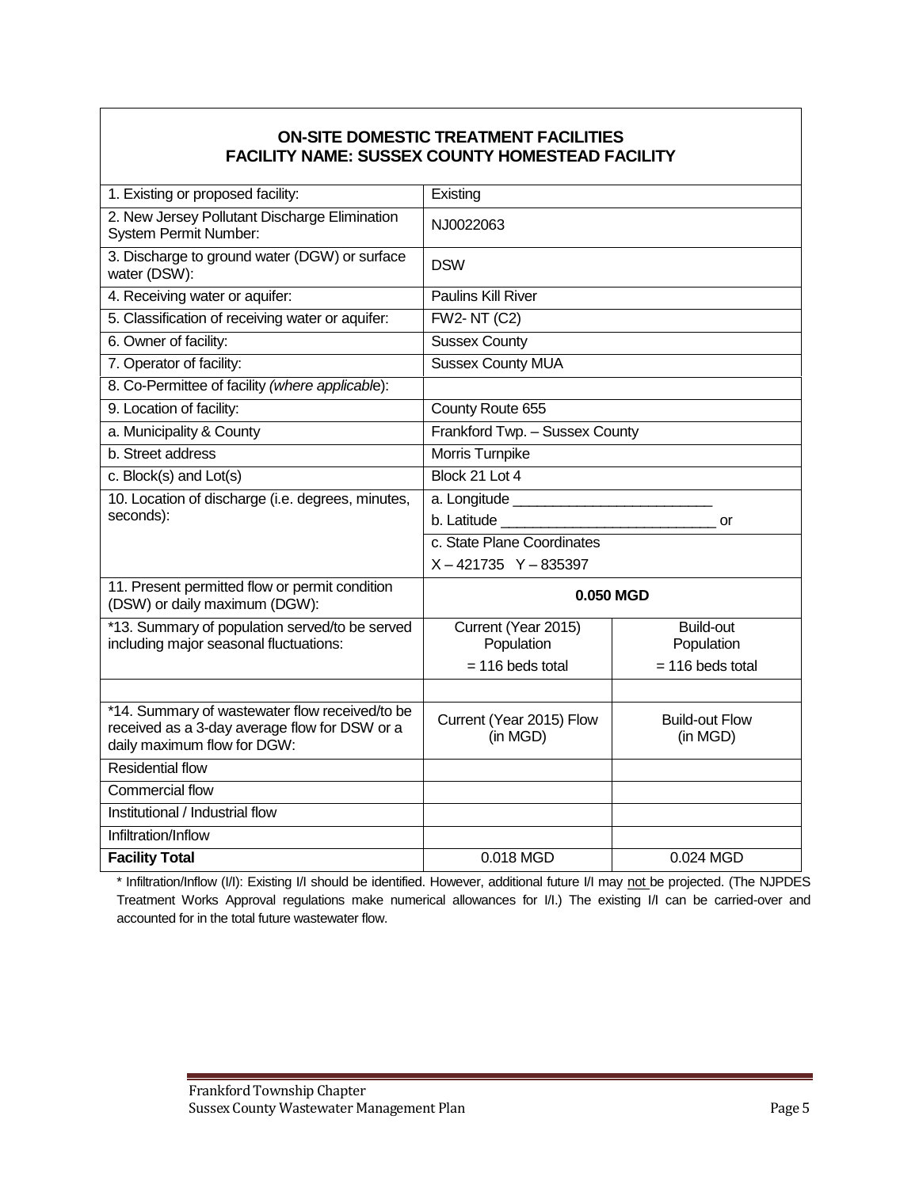## ON-SITE DOMESTIC TREATMENT FACILITIES
## FACILITY NAME: SUSSEX COUNTY HOMESTEAD FACILITY

| | | |
|---|---|---|
| 1. Existing or proposed facility: | Existing | |
| 2. New Jersey Pollutant Discharge Elimination System Permit Number: | NJ0022063 | |
| 3. Discharge to ground water (DGW) or surface water (DSW): | DSW | |
| 4. Receiving water or aquifer: | Paulins Kill River | |
| 5. Classification of receiving water or aquifer: | FW2- NT (C2) | |
| 6. Owner of facility: | Sussex County | |
| 7. Operator of facility: | Sussex County MUA | |
| 8. Co-Permittee of facility *(where applicable)*: | | |
| 9. Location of facility: | County Route 655 | |
| a. Municipality & County | Frankford Twp. – Sussex County | |
| b. Street address | Morris Turnpike | |
| c. Block(s) and Lot(s) | Block 21 Lot 4 | |
| 10. Location of discharge (i.e. degrees, minutes, seconds): | a. Longitude ________________________ | |
| | b. Latitude __________________________ or | |
| | c. State Plane Coordinates | |
| | X – 421735 Y – 835397 | |
| 11. Present permitted flow or permit condition (DSW) or daily maximum (DGW): | **0.050 MGD** | |
| *13. Summary of population served/to be served including major seasonal fluctuations: | Current (Year 2015) Population | Build-out Population |
| | = 116 beds total | = 116 beds total |
| | | |
| *14. Summary of wastewater flow received/to be received as a 3-day average flow for DSW or a daily maximum flow for DGW: | Current (Year 2015) Flow (in MGD) | Build-out Flow (in MGD) |
| Residential flow | | |
| Commercial flow | | |
| Institutional / Industrial flow | | |
| Infiltration/Inflow | | |
| **Facility Total** | 0.018 MGD | 0.024 MGD |

\* Infiltration/Inflow (I/I): Existing I/I should be identified. However, additional future I/I may not be projected. (The NJPDES Treatment Works Approval regulations make numerical allowances for I/I.) The existing I/I can be carried-over and accounted for in the total future wastewater flow.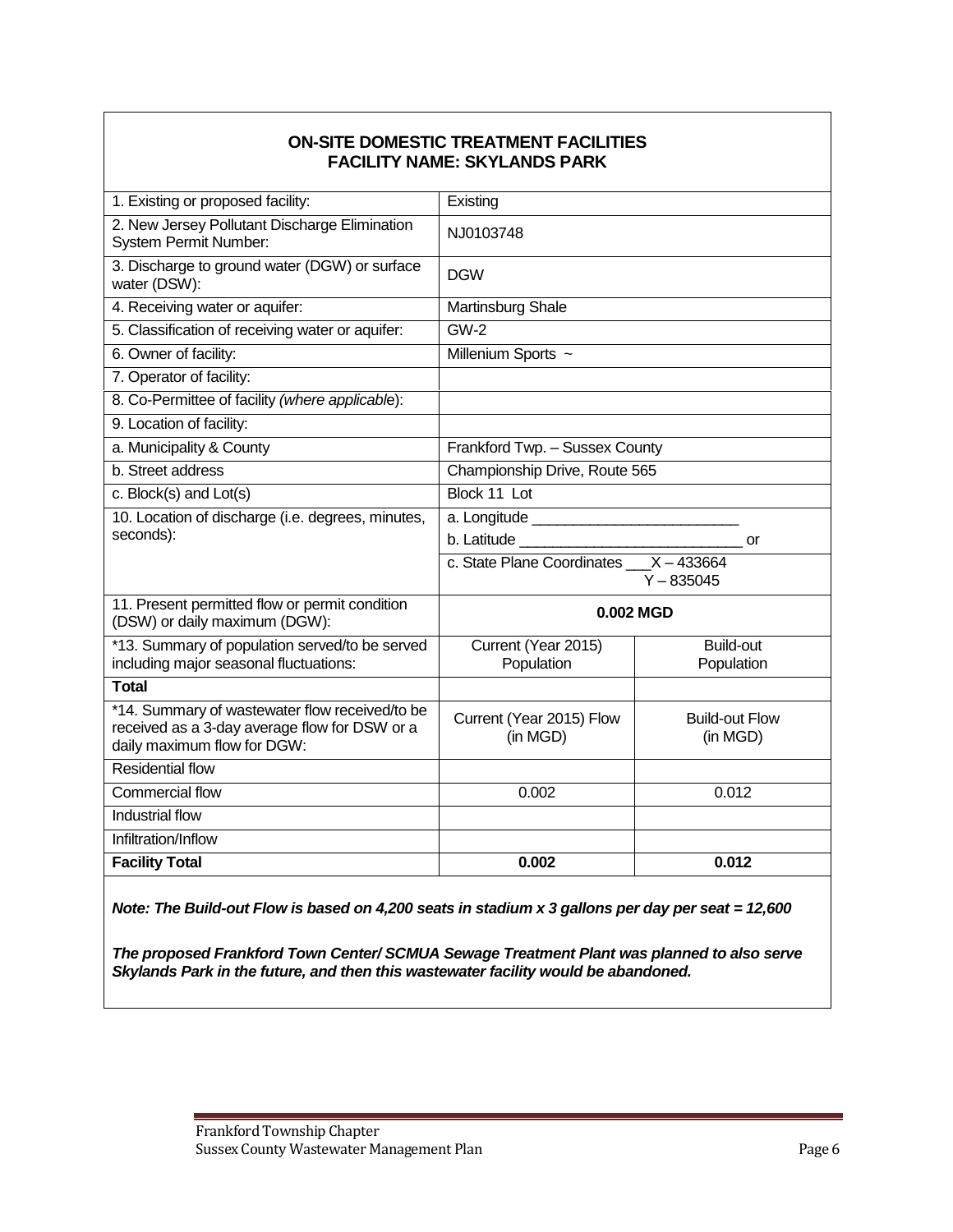## ON-SITE DOMESTIC TREATMENT FACILITIES
## FACILITY NAME: SKYLANDS PARK

| | | |
|---|---|---|
| 1. Existing or proposed facility: | Existing | |
| 2. New Jersey Pollutant Discharge Elimination System Permit Number: | NJ0103748 | |
| 3. Discharge to ground water (DGW) or surface water (DSW): | DGW | |
| 4. Receiving water or aquifer: | Martinsburg Shale | |
| 5. Classification of receiving water or aquifer: | GW-2 | |
| 6. Owner of facility: | Millenium Sports ~ | |
| 7. Operator of facility: | | |
| 8. Co-Permittee of facility *(where applicable)*: | | |
| 9. Location of facility: | | |
| a. Municipality & County | Frankford Twp. – Sussex County | |
| b. Street address | Championship Drive, Route 565 | |
| c. Block(s) and Lot(s) | Block 11 Lot | |
| 10. Location of discharge (i.e. degrees, minutes, seconds): | a. Longitude ________________________<br>b. Latitude ___________________________ or<br>c. State Plane Coordinates ___X – 433664<br>Y – 835045 | |
| 11. Present permitted flow or permit condition (DSW) or daily maximum (DGW): | **0.002 MGD** | |
| *13. Summary of population served/to be served including major seasonal fluctuations: | Current (Year 2015) Population | Build-out Population |
| **Total** | | |
| *14. Summary of wastewater flow received/to be received as a 3-day average flow for DSW or a daily maximum flow for DGW: | Current (Year 2015) Flow (in MGD) | Build-out Flow (in MGD) |
| Residential flow | | |
| Commercial flow | 0.002 | 0.012 |
| Industrial flow | | |
| Infiltration/Inflow | | |
| **Facility Total** | **0.002** | **0.012** |

***Note: The Build-out Flow is based on 4,200 seats in stadium x 3 gallons per day per seat = 12,600***

***The proposed Frankford Town Center/ SCMUA Sewage Treatment Plant was planned to also serve Skylands Park in the future, and then this wastewater facility would be abandoned.***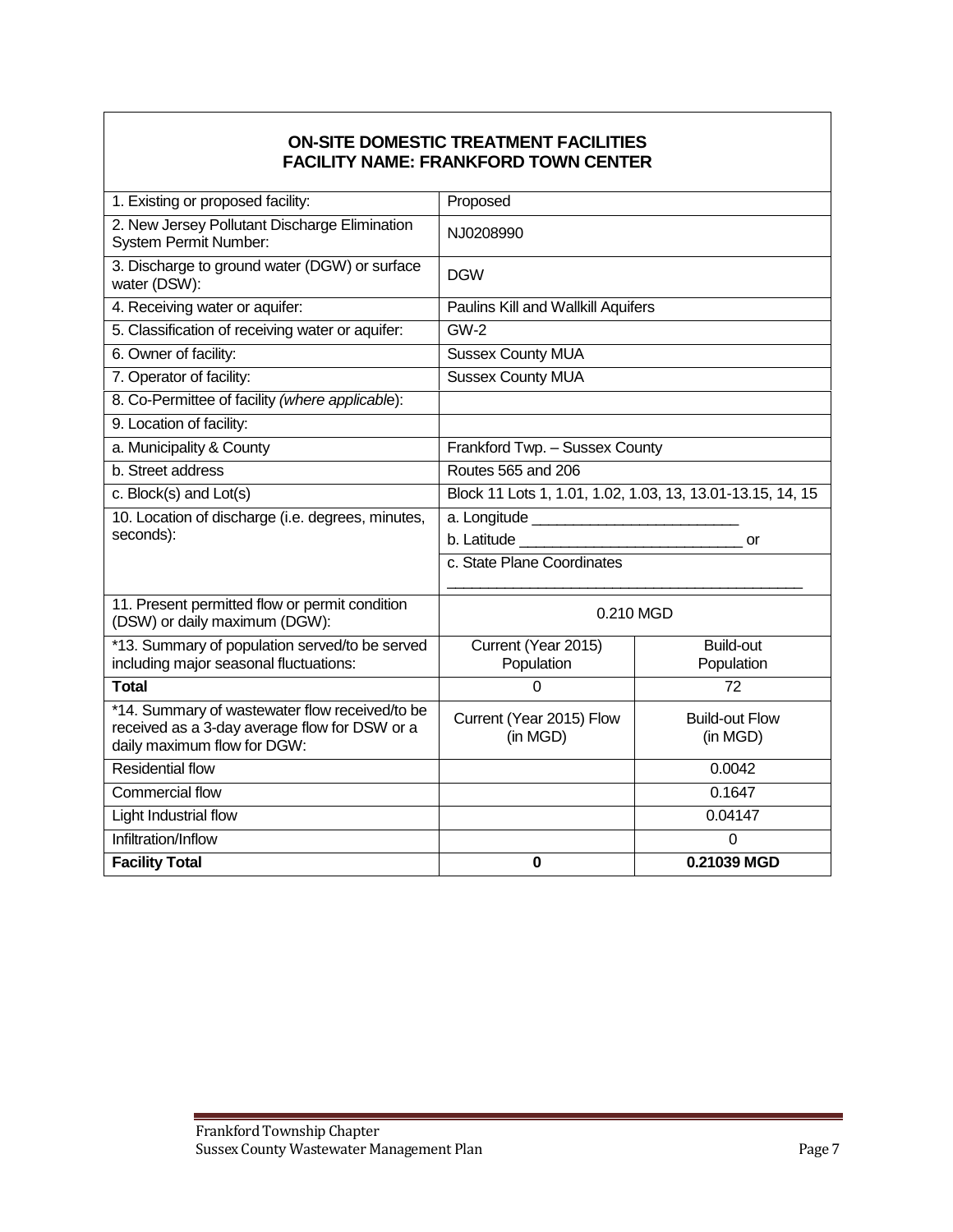## ON-SITE DOMESTIC TREATMENT FACILITIES
## FACILITY NAME: FRANKFORD TOWN CENTER

| | | |
|---|---|---|
| 1. Existing or proposed facility: | Proposed | |
| 2. New Jersey Pollutant Discharge Elimination System Permit Number: | NJ0208990 | |
| 3. Discharge to ground water (DGW) or surface water (DSW): | DGW | |
| 4. Receiving water or aquifer: | Paulins Kill and Wallkill Aquifers | |
| 5. Classification of receiving water or aquifer: | GW-2 | |
| 6. Owner of facility: | Sussex County MUA | |
| 7. Operator of facility: | Sussex County MUA | |
| 8. Co-Permittee of facility *(where applicable)*: | | |
| 9. Location of facility: | | |
| a. Municipality & County | Frankford Twp. – Sussex County | |
| b. Street address | Routes 565 and 206 | |
| c. Block(s) and Lot(s) | Block 11 Lots 1, 1.01, 1.02, 1.03, 13, 13.01-13.15, 14, 15 | |
| 10. Location of discharge (i.e. degrees, minutes, seconds): | a. Longitude ________________________<br>b. Latitude __________________________ or | |
| | c. State Plane Coordinates ________________________________________ | |
| 11. Present permitted flow or permit condition (DSW) or daily maximum (DGW): | 0.210 MGD | |
| *13. Summary of population served/to be served including major seasonal fluctuations: | Current (Year 2015) Population | Build-out Population |
| **Total** | 0 | 72 |
| *14. Summary of wastewater flow received/to be received as a 3-day average flow for DSW or a daily maximum flow for DGW: | Current (Year 2015) Flow (in MGD) | Build-out Flow (in MGD) |
| Residential flow | | 0.0042 |
| Commercial flow | | 0.1647 |
| Light Industrial flow | | 0.04147 |
| Infiltration/Inflow | | 0 |
| **Facility Total** | **0** | **0.21039 MGD** |